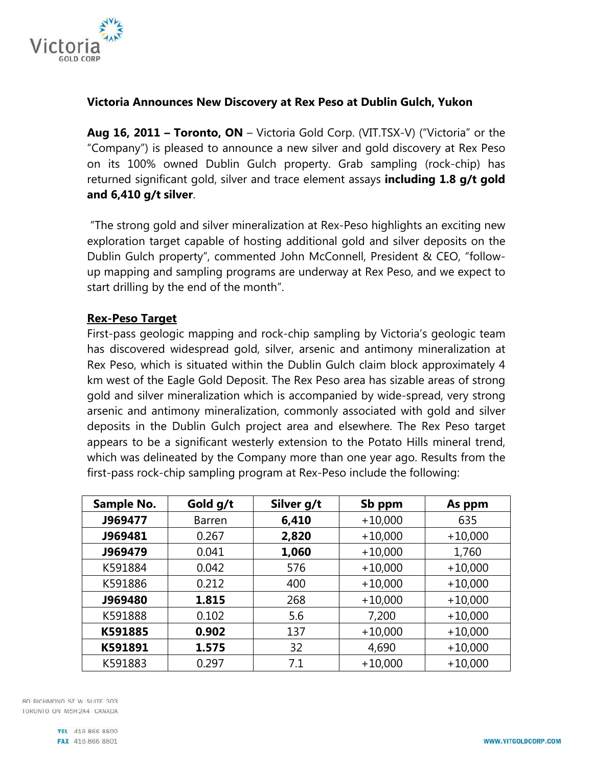# Victoria Announces New Discovery at Rex Peso at Dublin Gulch, Yukon

**Aug 16, 2011 – Toronto, ON** – Victoria Gold Corp. (VIT.TSX-V) ("Victoria" or the "Company") is pleased to announce a new silver and gold discovery at Rex Peso on its 100% owned Dublin Gulch property. Grab sampling (rock-chip) has returned significant gold, silver and trace element assays **including 1.8 g/t gold and 6,410 g/t silver**.

"The strong gold and silver mineralization at Rex-Peso highlights an exciting new exploration target capable of hosting additional gold and silver deposits on the Dublin Gulch property", commented John McConnell, President & CEO, "follow-up mapping and sampling programs are underway at Rex Peso, and we expect to start drilling by the end of the month".

## Rex-Peso Target

First-pass geologic mapping and rock-chip sampling by Victoria's geologic team has discovered widespread gold, silver, arsenic and antimony mineralization at Rex Peso, which is situated within the Dublin Gulch claim block approximately 4 km west of the Eagle Gold Deposit. The Rex Peso area has sizable areas of strong gold and silver mineralization which is accompanied by wide-spread, very strong arsenic and antimony mineralization, commonly associated with gold and silver deposits in the Dublin Gulch project area and elsewhere. The Rex Peso target appears to be a significant westerly extension to the Potato Hills mineral trend, which was delineated by the Company more than one year ago. Results from the first-pass rock-chip sampling program at Rex-Peso include the following:

| Sample No. | Gold g/t | Silver g/t | Sb ppm | As ppm |
|---|---|---|---|---|
| **J969477** | Barren | **6,410** | +10,000 | 635 |
| **J969481** | 0.267 | **2,820** | +10,000 | +10,000 |
| **J969479** | 0.041 | **1,060** | +10,000 | 1,760 |
| K591884 | 0.042 | 576 | +10,000 | +10,000 |
| K591886 | 0.212 | 400 | +10,000 | +10,000 |
| **J969480** | **1.815** | 268 | +10,000 | +10,000 |
| K591888 | 0.102 | 5.6 | 7,200 | +10,000 |
| **K591885** | **0.902** | 137 | +10,000 | +10,000 |
| **K591891** | **1.575** | 32 | 4,690 | +10,000 |
| K591883 | 0.297 | 7.1 | +10,000 | +10,000 |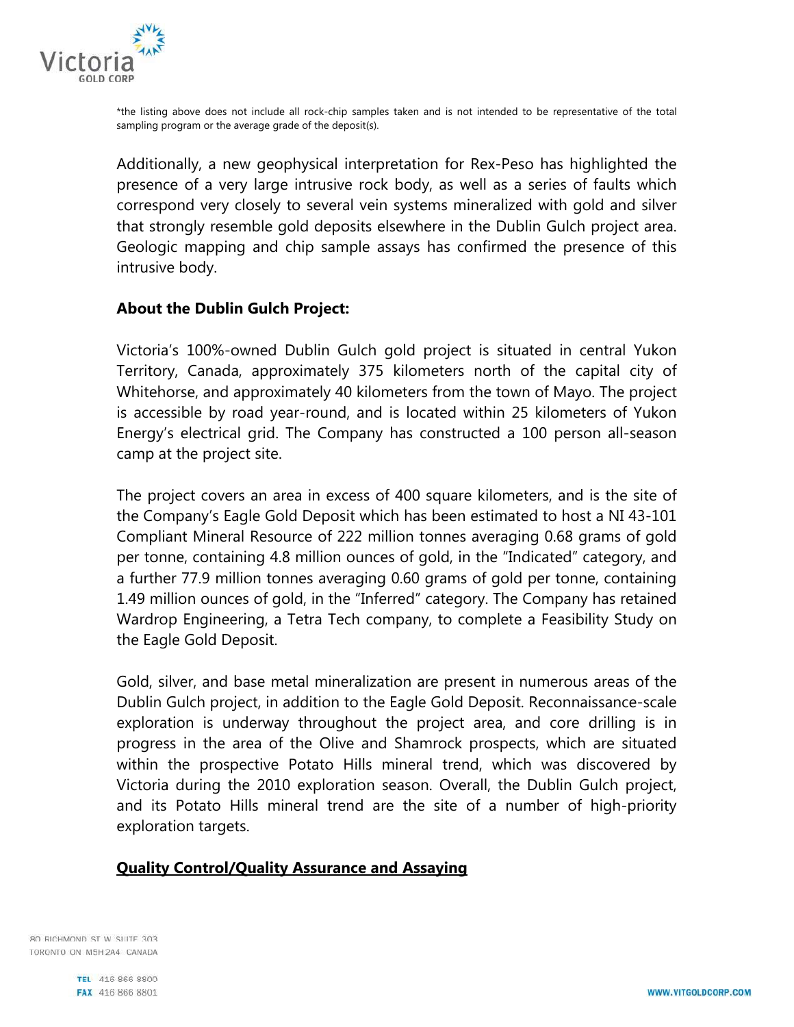*the listing above does not include all rock-chip samples taken and is not intended to be representative of the total sampling program or the average grade of the deposit(s).

Additionally, a new geophysical interpretation for Rex-Peso has highlighted the presence of a very large intrusive rock body, as well as a series of faults which correspond very closely to several vein systems mineralized with gold and silver that strongly resemble gold deposits elsewhere in the Dublin Gulch project area. Geologic mapping and chip sample assays has confirmed the presence of this intrusive body.

**About the Dublin Gulch Project:**

Victoria's 100%-owned Dublin Gulch gold project is situated in central Yukon Territory, Canada, approximately 375 kilometers north of the capital city of Whitehorse, and approximately 40 kilometers from the town of Mayo. The project is accessible by road year-round, and is located within 25 kilometers of Yukon Energy's electrical grid. The Company has constructed a 100 person all-season camp at the project site.

The project covers an area in excess of 400 square kilometers, and is the site of the Company's Eagle Gold Deposit which has been estimated to host a NI 43-101 Compliant Mineral Resource of 222 million tonnes averaging 0.68 grams of gold per tonne, containing 4.8 million ounces of gold, in the "Indicated" category, and a further 77.9 million tonnes averaging 0.60 grams of gold per tonne, containing 1.49 million ounces of gold, in the "Inferred" category. The Company has retained Wardrop Engineering, a Tetra Tech company, to complete a Feasibility Study on the Eagle Gold Deposit.

Gold, silver, and base metal mineralization are present in numerous areas of the Dublin Gulch project, in addition to the Eagle Gold Deposit. Reconnaissance-scale exploration is underway throughout the project area, and core drilling is in progress in the area of the Olive and Shamrock prospects, which are situated within the prospective Potato Hills mineral trend, which was discovered by Victoria during the 2010 exploration season. Overall, the Dublin Gulch project, and its Potato Hills mineral trend are the site of a number of high-priority exploration targets.

**Quality Control/Quality Assurance and Assaying**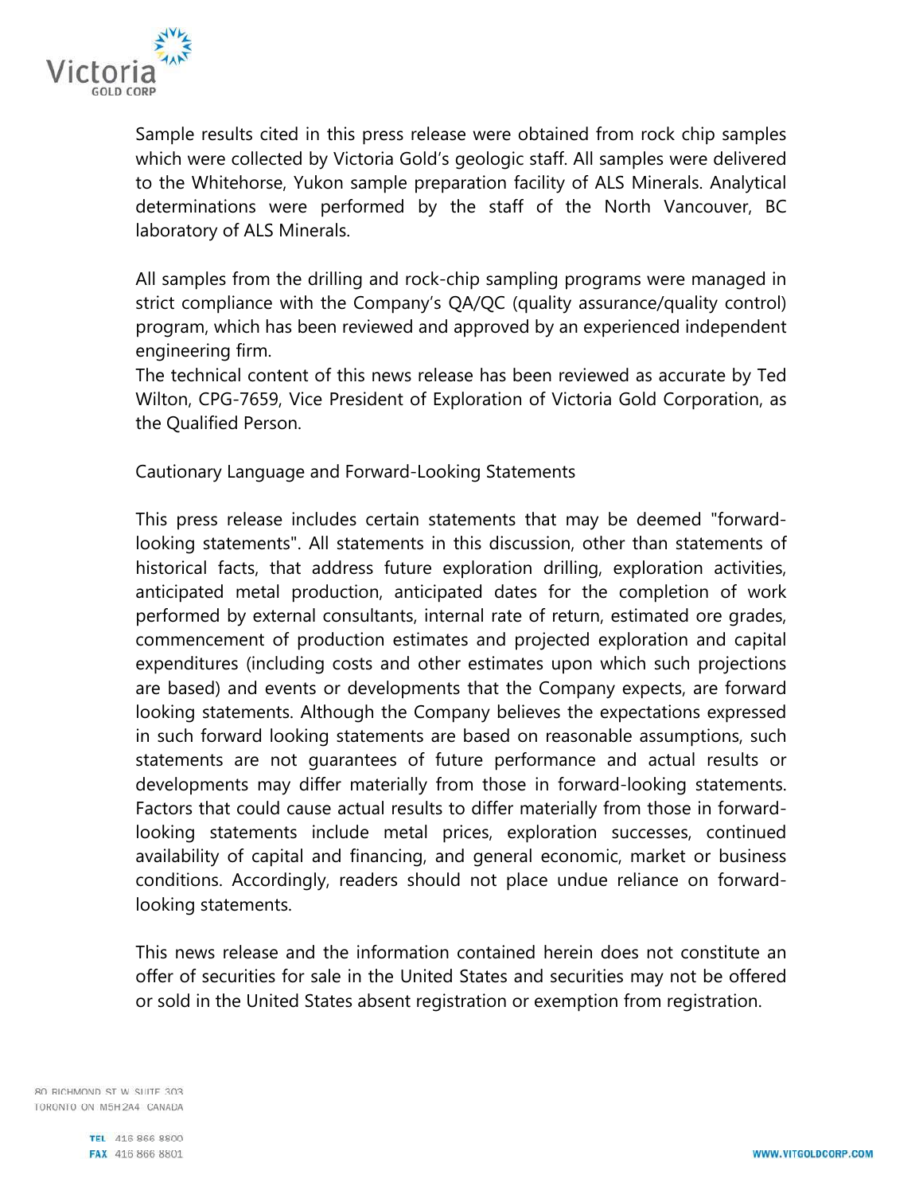Sample results cited in this press release were obtained from rock chip samples which were collected by Victoria Gold's geologic staff. All samples were delivered to the Whitehorse, Yukon sample preparation facility of ALS Minerals. Analytical determinations were performed by the staff of the North Vancouver, BC laboratory of ALS Minerals.

All samples from the drilling and rock-chip sampling programs were managed in strict compliance with the Company's QA/QC (quality assurance/quality control) program, which has been reviewed and approved by an experienced independent engineering firm.

The technical content of this news release has been reviewed as accurate by Ted Wilton, CPG-7659, Vice President of Exploration of Victoria Gold Corporation, as the Qualified Person.

Cautionary Language and Forward-Looking Statements

This press release includes certain statements that may be deemed "forward-looking statements". All statements in this discussion, other than statements of historical facts, that address future exploration drilling, exploration activities, anticipated metal production, anticipated dates for the completion of work performed by external consultants, internal rate of return, estimated ore grades, commencement of production estimates and projected exploration and capital expenditures (including costs and other estimates upon which such projections are based) and events or developments that the Company expects, are forward looking statements. Although the Company believes the expectations expressed in such forward looking statements are based on reasonable assumptions, such statements are not guarantees of future performance and actual results or developments may differ materially from those in forward-looking statements. Factors that could cause actual results to differ materially from those in forward-looking statements include metal prices, exploration successes, continued availability of capital and financing, and general economic, market or business conditions. Accordingly, readers should not place undue reliance on forward-looking statements.

This news release and the information contained herein does not constitute an offer of securities for sale in the United States and securities may not be offered or sold in the United States absent registration or exemption from registration.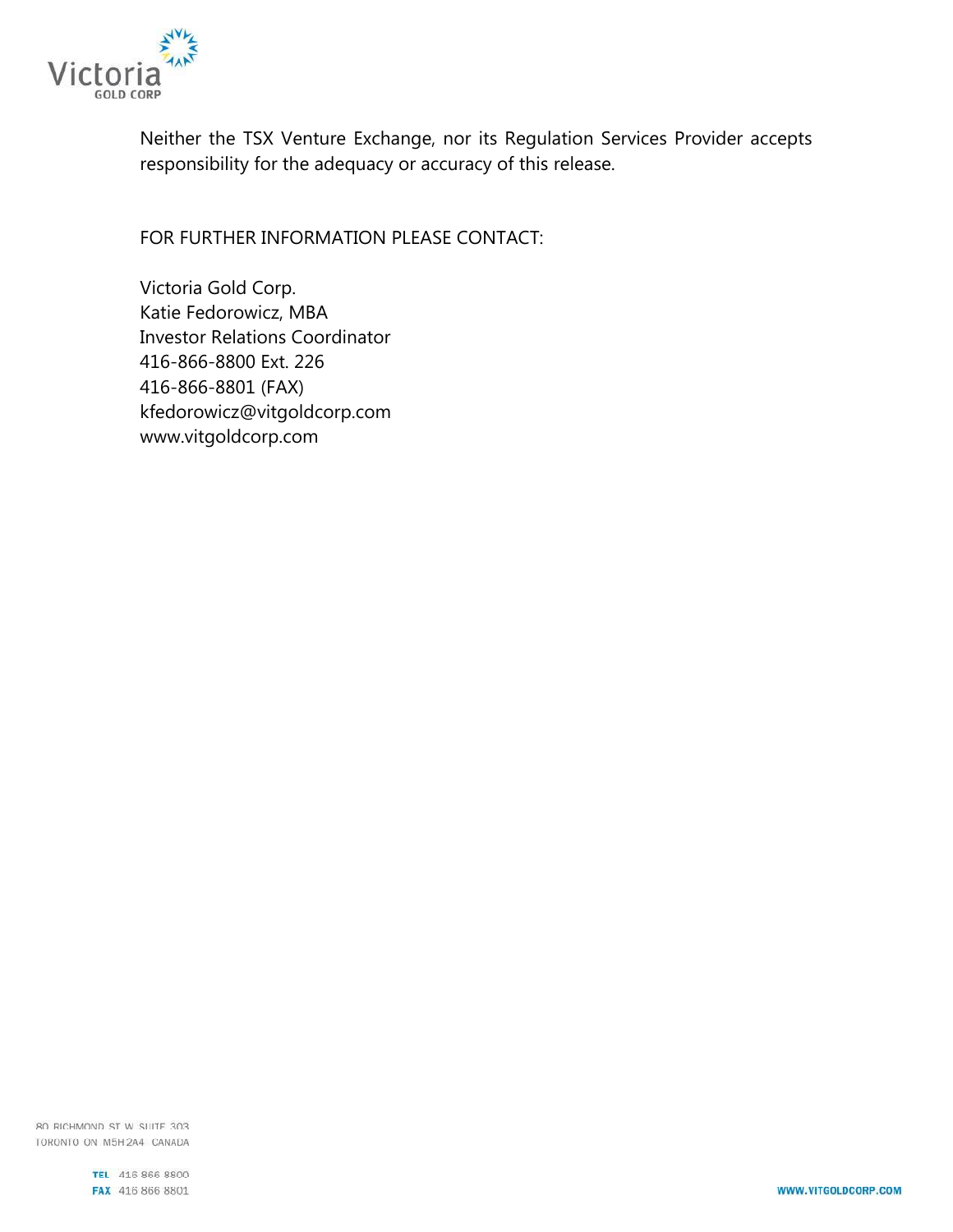Neither the TSX Venture Exchange, nor its Regulation Services Provider accepts responsibility for the adequacy or accuracy of this release.

FOR FURTHER INFORMATION PLEASE CONTACT:

Victoria Gold Corp.
Katie Fedorowicz, MBA
Investor Relations Coordinator
416-866-8800 Ext. 226
416-866-8801 (FAX)
kfedorowicz@vitgoldcorp.com
www.vitgoldcorp.com